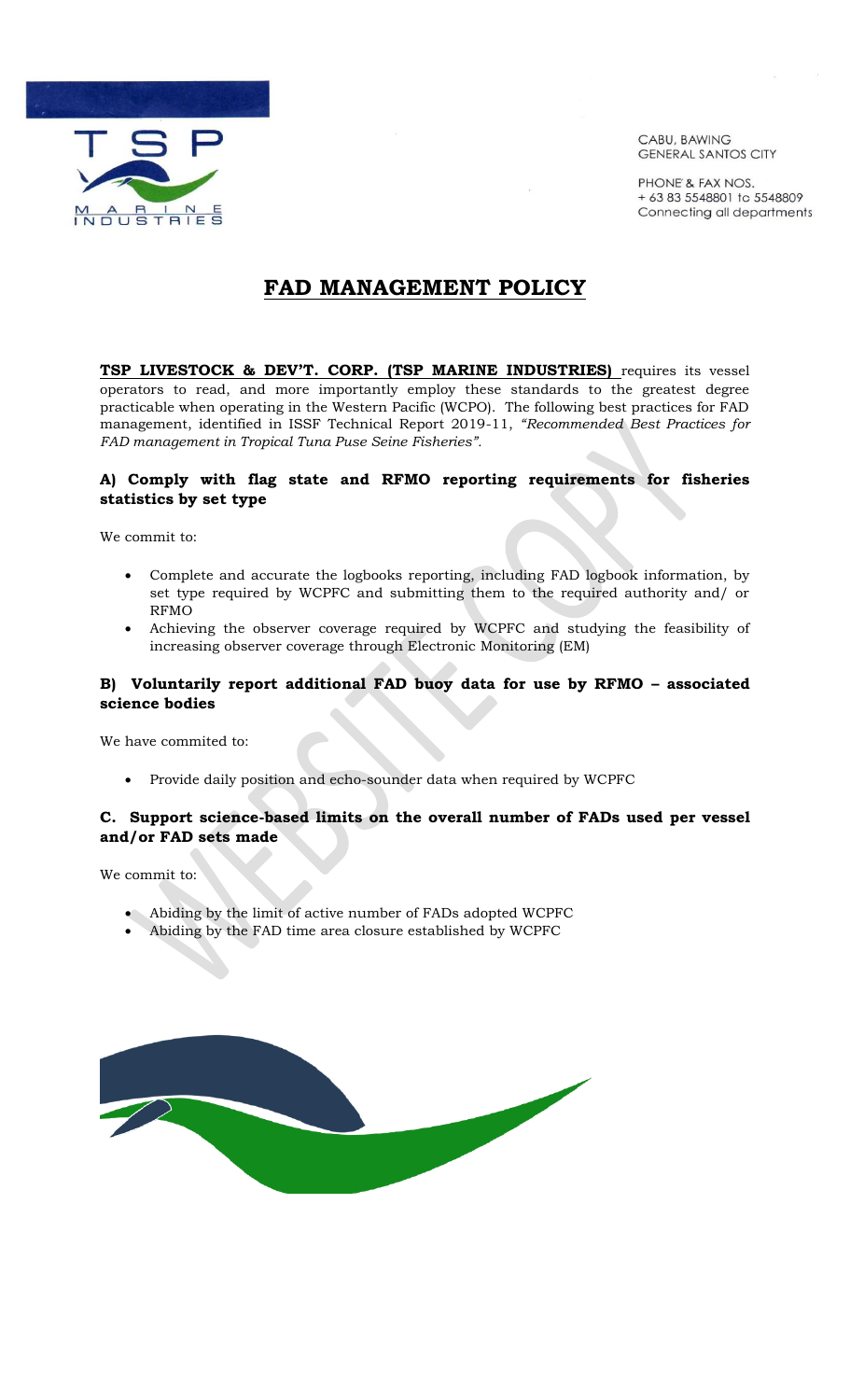CABU, BAWING
GENERAL SANTOS CITY

PHONE & FAX NOS.
+ 63 83 5548801 to 5548809
Connecting all departments

# FAD MANAGEMENT POLICY

**TSP LIVESTOCK & DEV'T. CORP. (TSP MARINE INDUSTRIES)** requires its vessel operators to read, and more importantly employ these standards to the greatest degree practicable when operating in the Western Pacific (WCPO). The following best practices for FAD management, identified in ISSF Technical Report 2019-11, *"Recommended Best Practices for FAD management in Tropical Tuna Puse Seine Fisheries"*.

### A) Comply with flag state and RFMO reporting requirements for fisheries statistics by set type

We commit to:

- Complete and accurate the logbooks reporting, including FAD logbook information, by set type required by WCPFC and submitting them to the required authority and/ or RFMO
- Achieving the observer coverage required by WCPFC and studying the feasibility of increasing observer coverage through Electronic Monitoring (EM)

### B) Voluntarily report additional FAD buoy data for use by RFMO – associated science bodies

We have commited to:

- Provide daily position and echo-sounder data when required by WCPFC

### C. Support science-based limits on the overall number of FADs used per vessel and/or FAD sets made

We commit to:

- Abiding by the limit of active number of FADs adopted WCPFC
- Abiding by the FAD time area closure established by WCPFC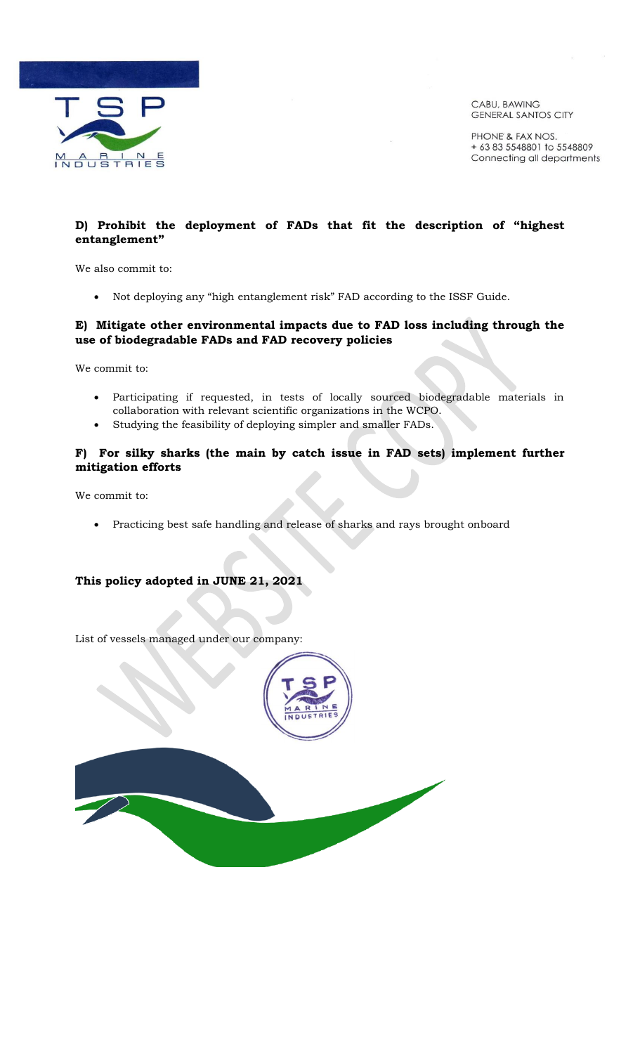CABU, BAWING
GENERAL SANTOS CITY

PHONE & FAX NOS.
+ 63 83 5548801 to 5548809
Connecting all departments

### D) Prohibit the deployment of FADs that fit the description of "highest entanglement"

We also commit to:

- Not deploying any "high entanglement risk" FAD according to the ISSF Guide.

### E) Mitigate other environmental impacts due to FAD loss including through the use of biodegradable FADs and FAD recovery policies

We commit to:

- Participating if requested, in tests of locally sourced biodegradable materials in collaboration with relevant scientific organizations in the WCPO.
- Studying the feasibility of deploying simpler and smaller FADs.

### F) For silky sharks (the main by catch issue in FAD sets) implement further mitigation efforts

We commit to:

- Practicing best safe handling and release of sharks and rays brought onboard

**This policy adopted in JUNE 21, 2021**

List of vessels managed under our company: